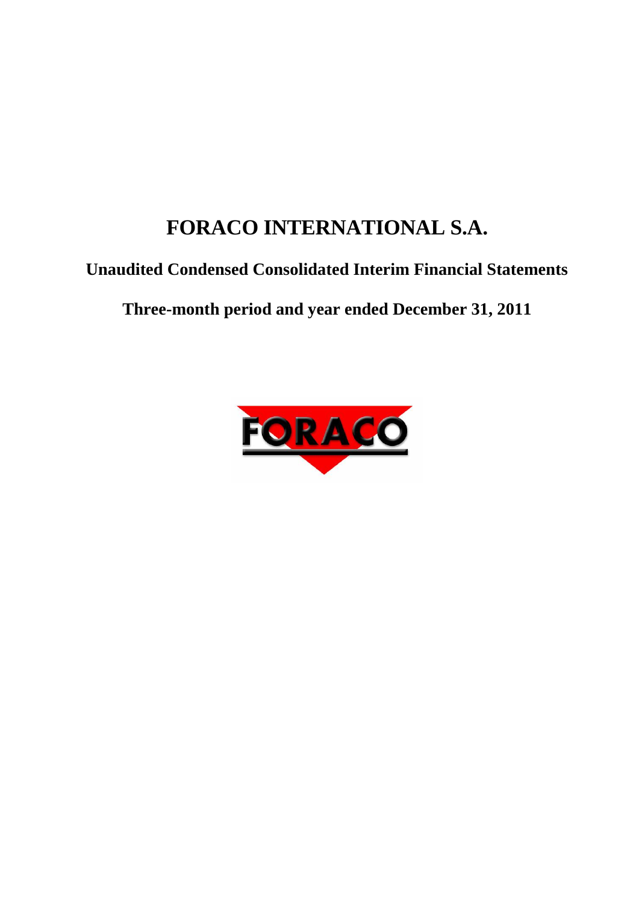# FORACO INTERNATIONAL S.A.

## Unaudited Condensed Consolidated Interim Financial Statements

## Three-month period and year ended December 31, 2011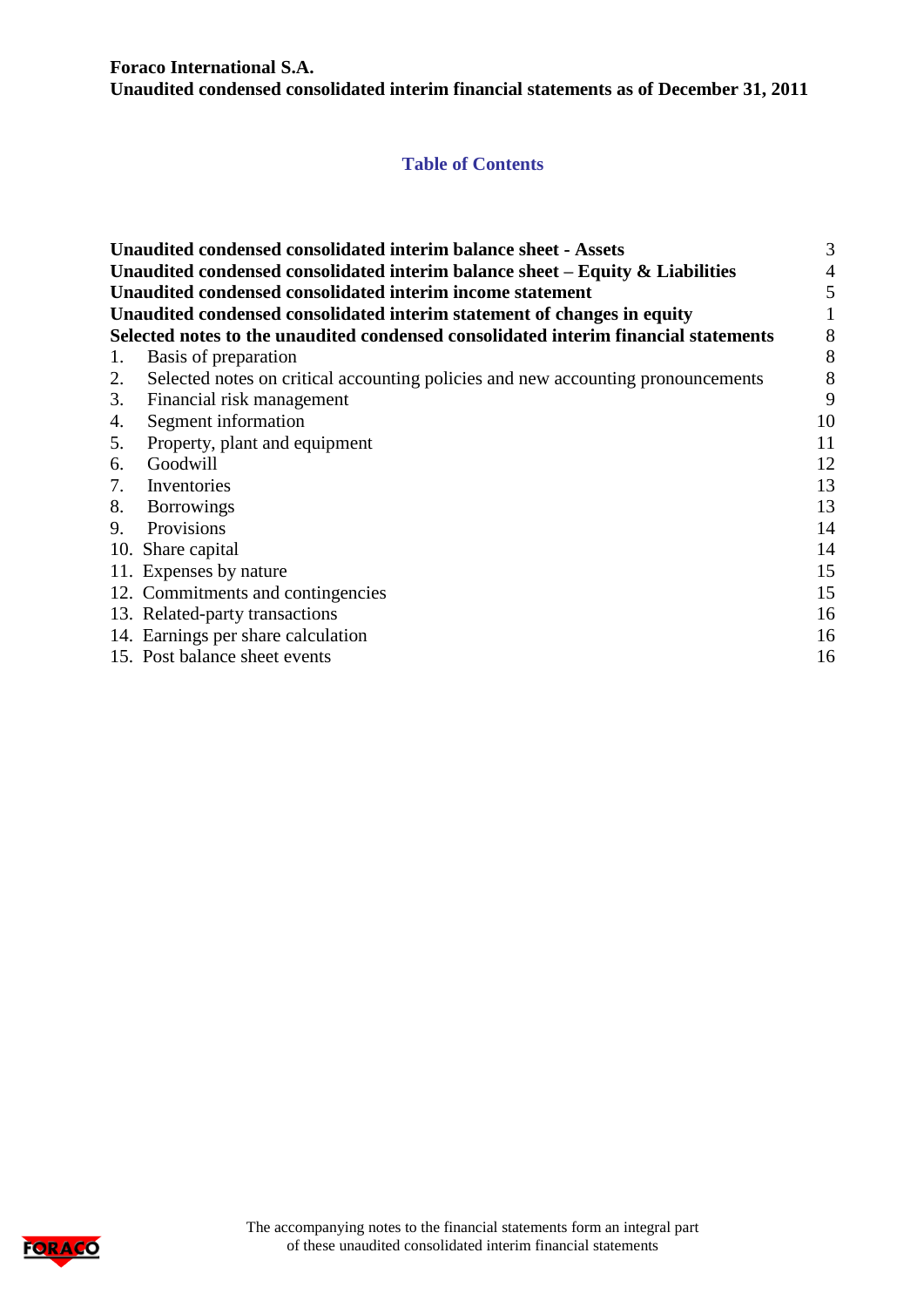**Foraco International S.A.**
**Unaudited condensed consolidated interim financial statements as of December 31, 2011**

## Table of Contents

| | |
|---|---|
| **Unaudited condensed consolidated interim balance sheet - Assets** | 3 |
| **Unaudited condensed consolidated interim balance sheet – Equity & Liabilities** | 4 |
| **Unaudited condensed consolidated interim income statement** | 5 |
| **Unaudited condensed consolidated interim statement of changes in equity** | 1 |
| **Selected notes to the unaudited condensed consolidated interim financial statements** | 8 |
| 1. Basis of preparation | 8 |
| 2. Selected notes on critical accounting policies and new accounting pronouncements | 8 |
| 3. Financial risk management | 9 |
| 4. Segment information | 10 |
| 5. Property, plant and equipment | 11 |
| 6. Goodwill | 12 |
| 7. Inventories | 13 |
| 8. Borrowings | 13 |
| 9. Provisions | 14 |
| 10. Share capital | 14 |
| 11. Expenses by nature | 15 |
| 12. Commitments and contingencies | 15 |
| 13. Related-party transactions | 16 |
| 14. Earnings per share calculation | 16 |
| 15. Post balance sheet events | 16 |

The accompanying notes to the financial statements form an integral part of these unaudited consolidated interim financial statements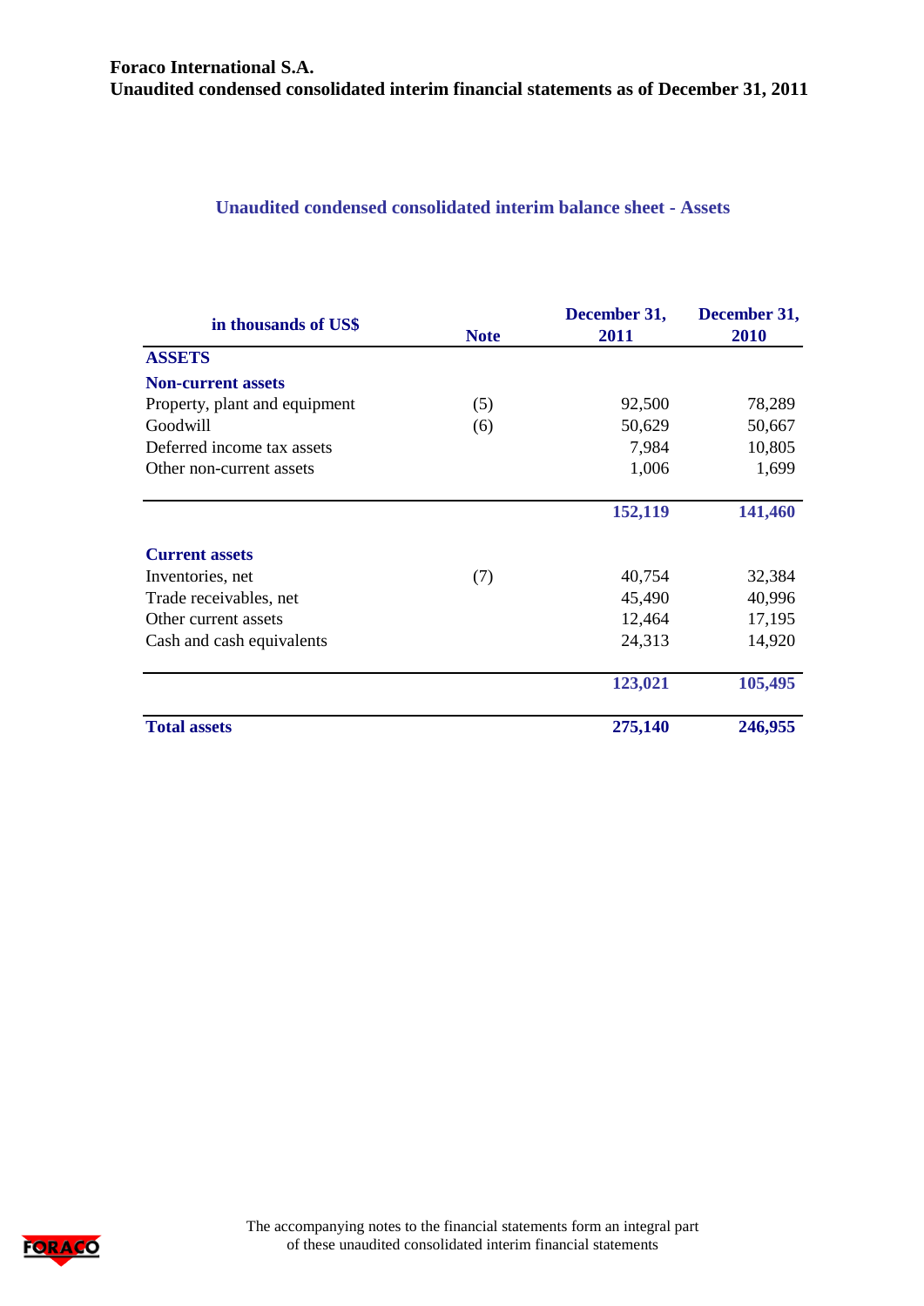## Unaudited condensed consolidated interim balance sheet - Assets

| in thousands of US$ | Note | December 31, 2011 | December 31, 2010 |
|---|---|---|---|
| **ASSETS** | | | |
| **Non-current assets** | | | |
| Property, plant and equipment | (5) | 92,500 | 78,289 |
| Goodwill | (6) | 50,629 | 50,667 |
| Deferred income tax assets | | 7,984 | 10,805 |
| Other non-current assets | | 1,006 | 1,699 |
| | | **152,119** | **141,460** |
| **Current assets** | | | |
| Inventories, net | (7) | 40,754 | 32,384 |
| Trade receivables, net | | 45,490 | 40,996 |
| Other current assets | | 12,464 | 17,195 |
| Cash and cash equivalents | | 24,313 | 14,920 |
| | | **123,021** | **105,495** |
| **Total assets** | | **275,140** | **246,955** |

The accompanying notes to the financial statements form an integral part of these unaudited consolidated interim financial statements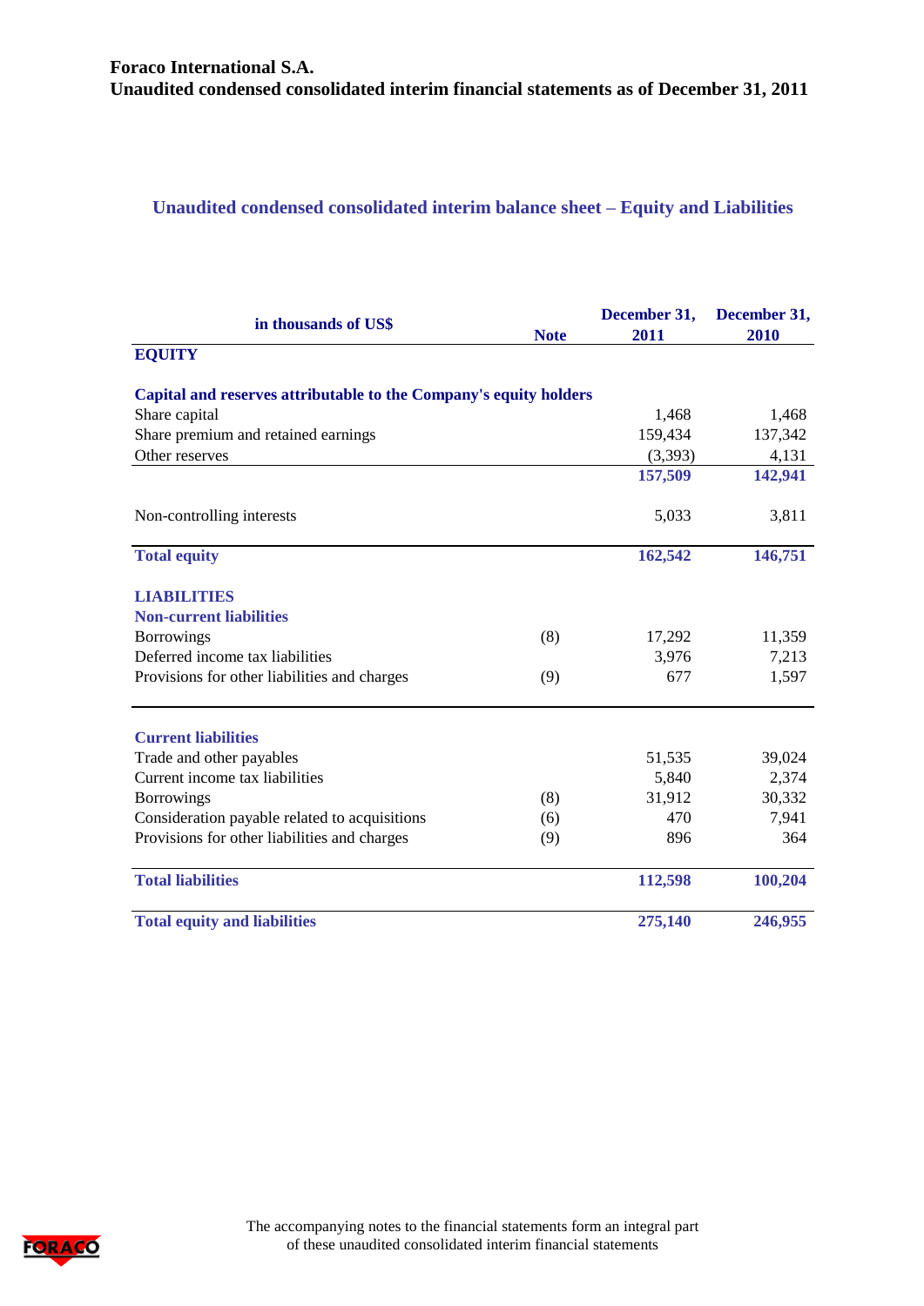## Unaudited condensed consolidated interim balance sheet – Equity and Liabilities

| in thousands of US$ | Note | December 31, 2011 | December 31, 2010 |
|---|---|---|---|
| **EQUITY** | | | |
| **Capital and reserves attributable to the Company's equity holders** | | | |
| Share capital | | 1,468 | 1,468 |
| Share premium and retained earnings | | 159,434 | 137,342 |
| Other reserves | | (3,393) | 4,131 |
| | | **157,509** | **142,941** |
| Non-controlling interests | | 5,033 | 3,811 |
| **Total equity** | | **162,542** | **146,751** |
| **LIABILITIES** | | | |
| **Non-current liabilities** | | | |
| Borrowings | (8) | 17,292 | 11,359 |
| Deferred income tax liabilities | | 3,976 | 7,213 |
| Provisions for other liabilities and charges | (9) | 677 | 1,597 |
| **Current liabilities** | | | |
| Trade and other payables | | 51,535 | 39,024 |
| Current income tax liabilities | | 5,840 | 2,374 |
| Borrowings | (8) | 31,912 | 30,332 |
| Consideration payable related to acquisitions | (6) | 470 | 7,941 |
| Provisions for other liabilities and charges | (9) | 896 | 364 |
| **Total liabilities** | | **112,598** | **100,204** |
| **Total equity and liabilities** | | **275,140** | **246,955** |

The accompanying notes to the financial statements form an integral part of these unaudited consolidated interim financial statements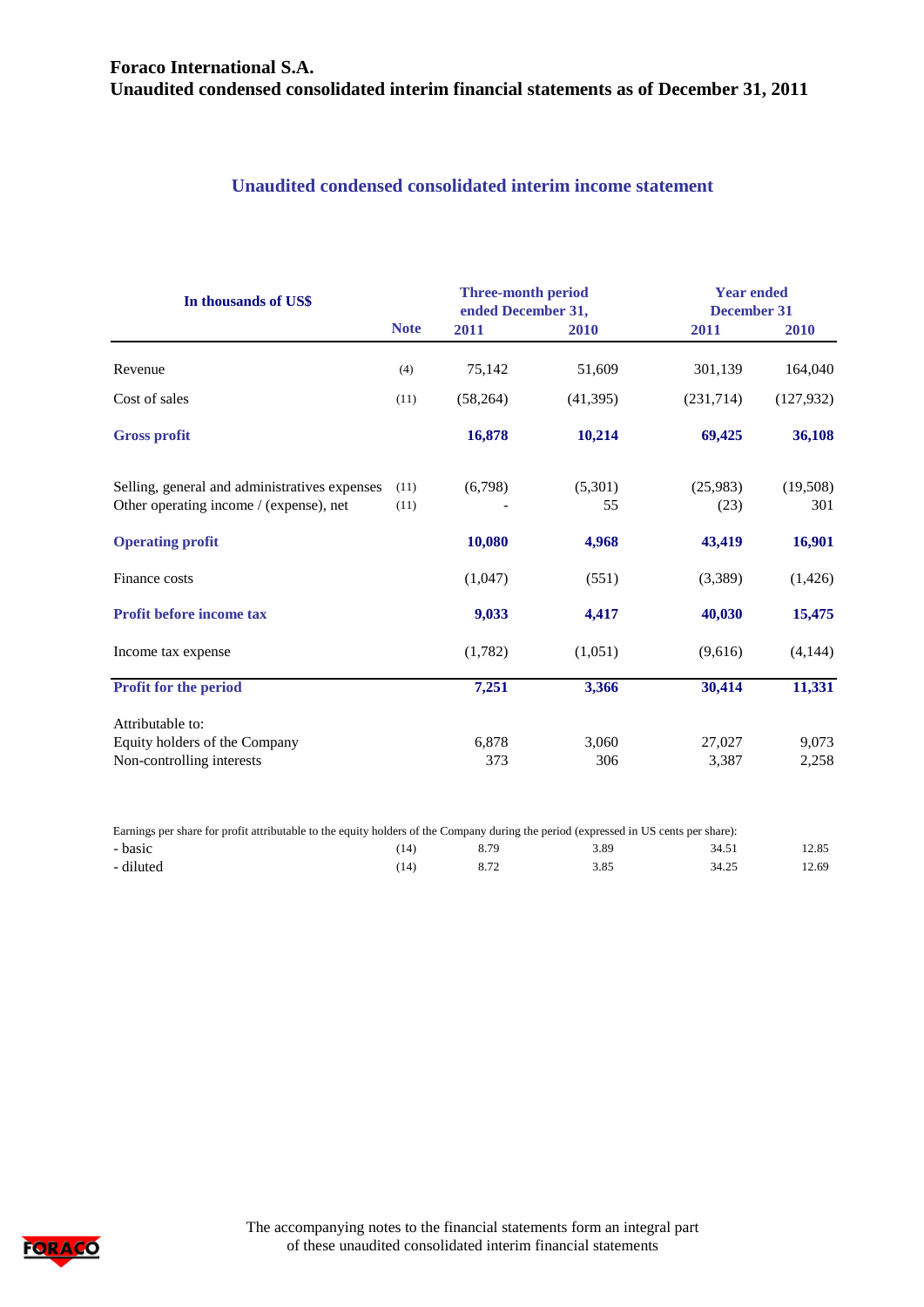# Foraco International S.A.
## Unaudited condensed consolidated interim financial statements as of December 31, 2011

### Unaudited condensed consolidated interim income statement

| In thousands of US$ | Note | Three-month period ended December 31, 2011 | Three-month period ended December 31, 2010 | Year ended December 31 2011 | Year ended December 31 2010 |
|---|---|---|---|---|---|
| Revenue | (4) | 75,142 | 51,609 | 301,139 | 164,040 |
| Cost of sales | (11) | (58,264) | (41,395) | (231,714) | (127,932) |
| **Gross profit** | | **16,878** | **10,214** | **69,425** | **36,108** |
| Selling, general and administratives expenses | (11) | (6,798) | (5,301) | (25,983) | (19,508) |
| Other operating income / (expense), net | (11) | - | 55 | (23) | 301 |
| **Operating profit** | | **10,080** | **4,968** | **43,419** | **16,901** |
| Finance costs | | (1,047) | (551) | (3,389) | (1,426) |
| **Profit before income tax** | | **9,033** | **4,417** | **40,030** | **15,475** |
| Income tax expense | | (1,782) | (1,051) | (9,616) | (4,144) |
| **Profit for the period** | | **7,251** | **3,366** | **30,414** | **11,331** |
| Attributable to: | | | | | |
| Equity holders of the Company | | 6,878 | 3,060 | 27,027 | 9,073 |
| Non-controlling interests | | 373 | 306 | 3,387 | 2,258 |

Earnings per share for profit attributable to the equity holders of the Company during the period (expressed in US cents per share):

| | Note | Three-month 2011 | Three-month 2010 | Year 2011 | Year 2010 |
|---|---|---|---|---|---|
| - basic | (14) | 8.79 | 3.89 | 34.51 | 12.85 |
| - diluted | (14) | 8.72 | 3.85 | 34.25 | 12.69 |

The accompanying notes to the financial statements form an integral part of these unaudited consolidated interim financial statements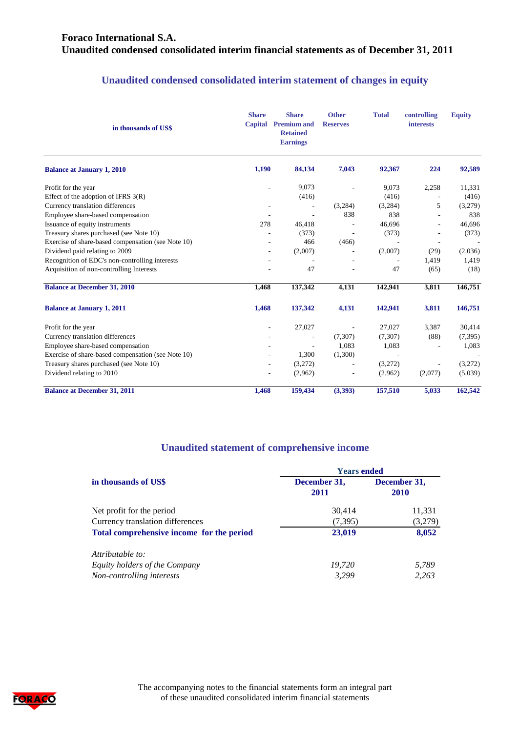**Foraco International S.A.**
**Unaudited condensed consolidated interim financial statements as of December 31, 2011**

## Unaudited condensed consolidated interim statement of changes in equity

| in thousands of US$ | Share Capital | Share Premium and Retained Earnings | Other Reserves | Total | controlling interests | Equity |
|---|---|---|---|---|---|---|
| **Balance at January 1, 2010** | **1,190** | **84,134** | **7,043** | **92,367** | **224** | **92,589** |
| Profit for the year | - | 9,073 | - | 9,073 | 2,258 | 11,331 |
| Effect of the adoption of IFRS 3(R) | | (416) | | (416) | - | (416) |
| Currency translation differences | - | - | (3,284) | (3,284) | 5 | (3,279) |
| Employee share-based compensation | - | - | 838 | 838 | - | 838 |
| Issuance of equity instruments | 278 | 46,418 | - | 46,696 | - | 46,696 |
| Treasury shares purchased (see Note 10) | - | (373) | - | (373) | - | (373) |
| Exercise of share-based compensation (see Note 10) | - | 466 | (466) | - | - | - |
| Dividend paid relating to 2009 | - | (2,007) | - | (2,007) | (29) | (2,036) |
| Recognition of EDC's non-controlling interests | - | - | - | - | 1,419 | 1,419 |
| Acquisition of non-controlling Interests | - | 47 | - | 47 | (65) | (18) |
| **Balance at December 31, 2010** | **1,468** | **137,342** | **4,131** | **142,941** | **3,811** | **146,751** |
| **Balance at January 1, 2011** | **1,468** | **137,342** | **4,131** | **142,941** | **3,811** | **146,751** |
| Profit for the year | - | 27,027 | - | 27,027 | 3,387 | 30,414 |
| Currency translation differences | - | - | (7,307) | (7,307) | (88) | (7,395) |
| Employee share-based compensation | - | - | 1,083 | 1,083 | - | 1,083 |
| Exercise of share-based compensation (see Note 10) | - | 1,300 | (1,300) | - | | - |
| Treasury shares purchased (see Note 10) | - | (3,272) | - | (3,272) | - | (3,272) |
| Dividend relating to 2010 | - | (2,962) | - | (2,962) | (2,077) | (5,039) |
| **Balance at December 31, 2011** | **1,468** | **159,434** | **(3,393)** | **157,510** | **5,033** | **162,542** |

## Unaudited statement of comprehensive income

| in thousands of US$ | Years ended December 31, 2011 | Years ended December 31, 2010 |
|---|---|---|
| Net profit for the period | 30,414 | 11,331 |
| Currency translation differences | (7,395) | (3,279) |
| **Total comprehensive income for the period** | **23,019** | **8,052** |
| *Attributable to:* | | |
| *Equity holders of the Company* | *19,720* | *5,789* |
| *Non-controlling interests* | *3,299* | *2,263* |

The accompanying notes to the financial statements form an integral part of these unaudited consolidated interim financial statements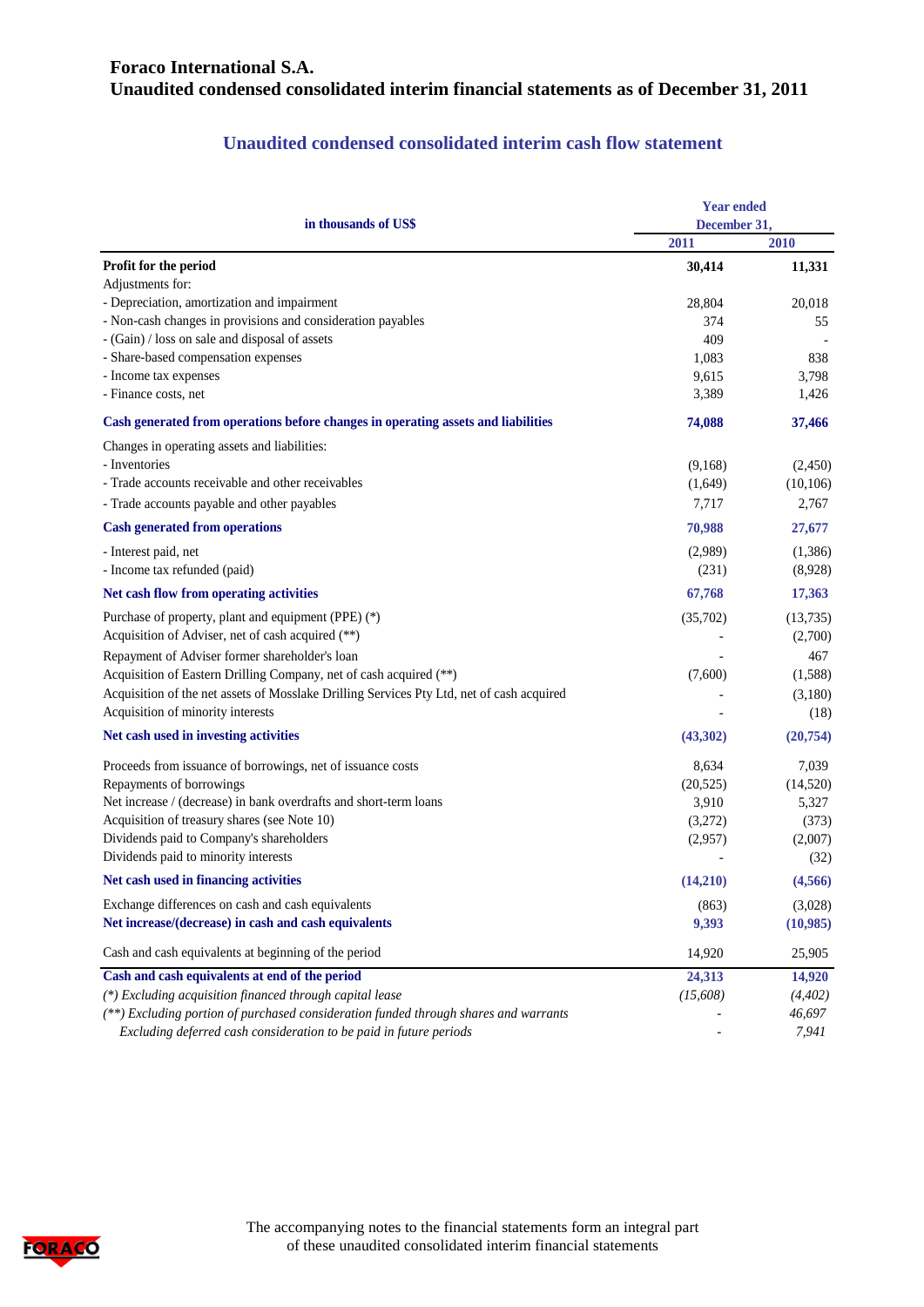# Foraco International S.A.
# Unaudited condensed consolidated interim financial statements as of December 31, 2011

## Unaudited condensed consolidated interim cash flow statement

| in thousands of US$ | Year ended December 31, 2011 | Year ended December 31, 2010 |
|---|---|---|
| **Profit for the period** | **30,414** | **11,331** |
| Adjustments for: | | |
| - Depreciation, amortization and impairment | 28,804 | 20,018 |
| - Non-cash changes in provisions and consideration payables | 374 | 55 |
| - (Gain) / loss on sale and disposal of assets | 409 | - |
| - Share-based compensation expenses | 1,083 | 838 |
| - Income tax expenses | 9,615 | 3,798 |
| - Finance costs, net | 3,389 | 1,426 |
| **Cash generated from operations before changes in operating assets and liabilities** | **74,088** | **37,466** |
| Changes in operating assets and liabilities: | | |
| - Inventories | (9,168) | (2,450) |
| - Trade accounts receivable and other receivables | (1,649) | (10,106) |
| - Trade accounts payable and other payables | 7,717 | 2,767 |
| **Cash generated from operations** | **70,988** | **27,677** |
| - Interest paid, net | (2,989) | (1,386) |
| - Income tax refunded (paid) | (231) | (8,928) |
| **Net cash flow from operating activities** | **67,768** | **17,363** |
| Purchase of property, plant and equipment (PPE) (*) | (35,702) | (13,735) |
| Acquisition of Adviser, net of cash acquired (**) | - | (2,700) |
| Repayment of Adviser former shareholder's loan | - | 467 |
| Acquisition of Eastern Drilling Company, net of cash acquired (**) | (7,600) | (1,588) |
| Acquisition of the net assets of Mosslake Drilling Services Pty Ltd, net of cash acquired | - | (3,180) |
| Acquisition of minority interests | - | (18) |
| **Net cash used in investing activities** | **(43,302)** | **(20,754)** |
| Proceeds from issuance of borrowings, net of issuance costs | 8,634 | 7,039 |
| Repayments of borrowings | (20,525) | (14,520) |
| Net increase / (decrease) in bank overdrafts and short-term loans | 3,910 | 5,327 |
| Acquisition of treasury shares (see Note 10) | (3,272) | (373) |
| Dividends paid to Company's shareholders | (2,957) | (2,007) |
| Dividends paid to minority interests | - | (32) |
| **Net cash used in financing activities** | **(14,210)** | **(4,566)** |
| Exchange differences on cash and cash equivalents | (863) | (3,028) |
| **Net increase/(decrease) in cash and cash equivalents** | **9,393** | **(10,985)** |
| Cash and cash equivalents at beginning of the period | 14,920 | 25,905 |
| **Cash and cash equivalents at end of the period** | **24,313** | **14,920** |
| *(\*) Excluding acquisition financed through capital lease* | *(15,608)* | *(4,402)* |
| *(\*\*) Excluding portion of purchased consideration funded through shares and warrants* | - | *46,697* |
| *Excluding deferred cash consideration to be paid in future periods* | - | *7,941* |

The accompanying notes to the financial statements form an integral part of these unaudited consolidated interim financial statements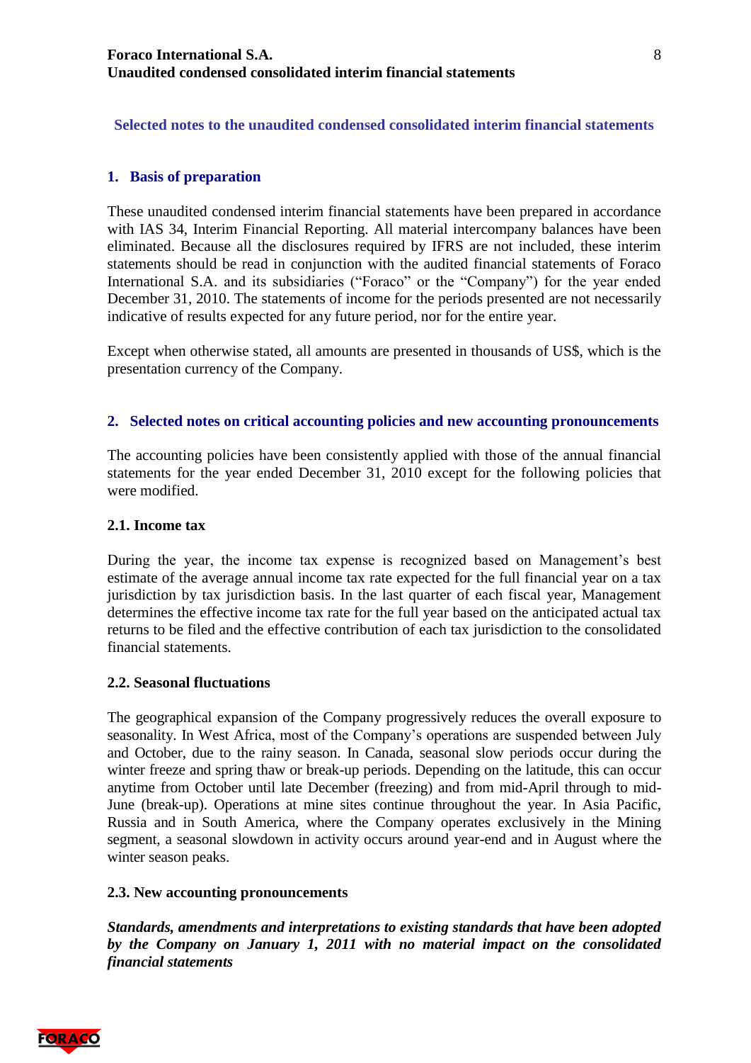## Selected notes to the unaudited condensed consolidated interim financial statements

### 1. Basis of preparation

These unaudited condensed interim financial statements have been prepared in accordance with IAS 34, Interim Financial Reporting. All material intercompany balances have been eliminated. Because all the disclosures required by IFRS are not included, these interim statements should be read in conjunction with the audited financial statements of Foraco International S.A. and its subsidiaries ("Foraco" or the "Company") for the year ended December 31, 2010. The statements of income for the periods presented are not necessarily indicative of results expected for any future period, nor for the entire year.

Except when otherwise stated, all amounts are presented in thousands of US$, which is the presentation currency of the Company.

### 2. Selected notes on critical accounting policies and new accounting pronouncements

The accounting policies have been consistently applied with those of the annual financial statements for the year ended December 31, 2010 except for the following policies that were modified.

#### 2.1. Income tax

During the year, the income tax expense is recognized based on Management's best estimate of the average annual income tax rate expected for the full financial year on a tax jurisdiction by tax jurisdiction basis. In the last quarter of each fiscal year, Management determines the effective income tax rate for the full year based on the anticipated actual tax returns to be filed and the effective contribution of each tax jurisdiction to the consolidated financial statements.

#### 2.2. Seasonal fluctuations

The geographical expansion of the Company progressively reduces the overall exposure to seasonality. In West Africa, most of the Company's operations are suspended between July and October, due to the rainy season. In Canada, seasonal slow periods occur during the winter freeze and spring thaw or break-up periods. Depending on the latitude, this can occur anytime from October until late December (freezing) and from mid-April through to mid-June (break-up). Operations at mine sites continue throughout the year. In Asia Pacific, Russia and in South America, where the Company operates exclusively in the Mining segment, a seasonal slowdown in activity occurs around year-end and in August where the winter season peaks.

#### 2.3. New accounting pronouncements

***Standards, amendments and interpretations to existing standards that have been adopted by the Company on January 1, 2011 with no material impact on the consolidated financial statements***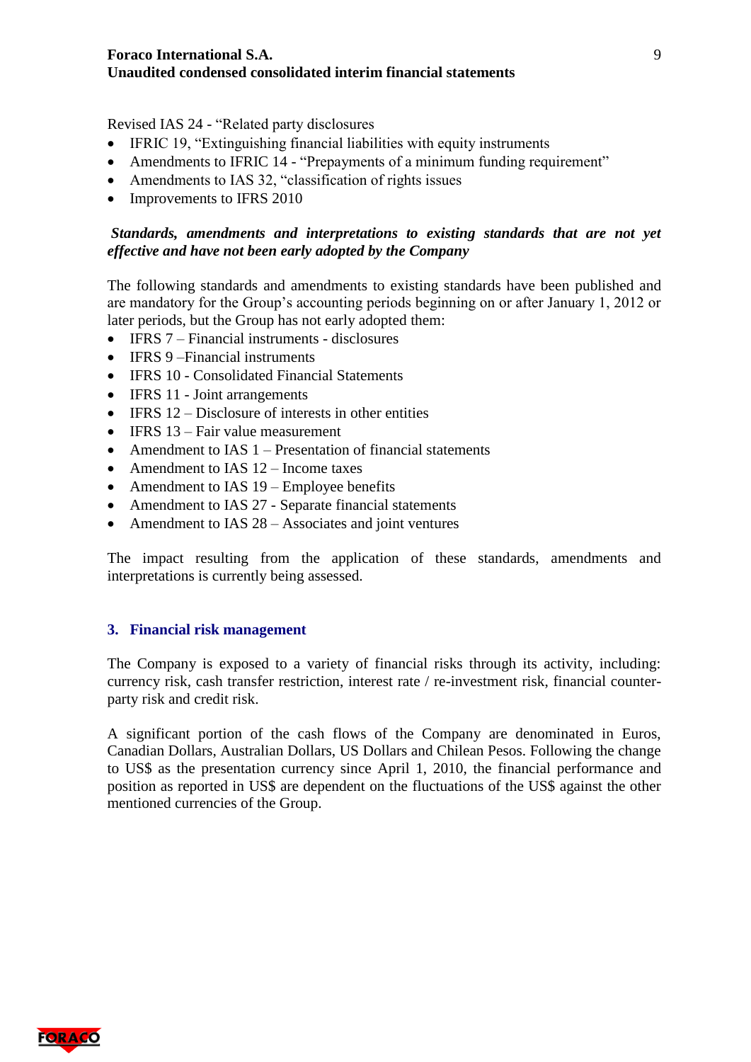Revised IAS 24 - "Related party disclosures

- IFRIC 19, "Extinguishing financial liabilities with equity instruments
- Amendments to IFRIC 14 - "Prepayments of a minimum funding requirement"
- Amendments to IAS 32, "classification of rights issues
- Improvements to IFRS 2010

***Standards, amendments and interpretations to existing standards that are not yet effective and have not been early adopted by the Company***

The following standards and amendments to existing standards have been published and are mandatory for the Group's accounting periods beginning on or after January 1, 2012 or later periods, but the Group has not early adopted them:

- IFRS 7 – Financial instruments - disclosures
- IFRS 9 –Financial instruments
- IFRS 10 - Consolidated Financial Statements
- IFRS 11 - Joint arrangements
- IFRS 12 – Disclosure of interests in other entities
- IFRS 13 – Fair value measurement
- Amendment to IAS 1 – Presentation of financial statements
- Amendment to IAS 12 – Income taxes
- Amendment to IAS 19 – Employee benefits
- Amendment to IAS 27 - Separate financial statements
- Amendment to IAS 28 – Associates and joint ventures

The impact resulting from the application of these standards, amendments and interpretations is currently being assessed.

## 3. Financial risk management

The Company is exposed to a variety of financial risks through its activity, including: currency risk, cash transfer restriction, interest rate / re-investment risk, financial counter-party risk and credit risk.

A significant portion of the cash flows of the Company are denominated in Euros, Canadian Dollars, Australian Dollars, US Dollars and Chilean Pesos. Following the change to US$ as the presentation currency since April 1, 2010, the financial performance and position as reported in US$ are dependent on the fluctuations of the US$ against the other mentioned currencies of the Group.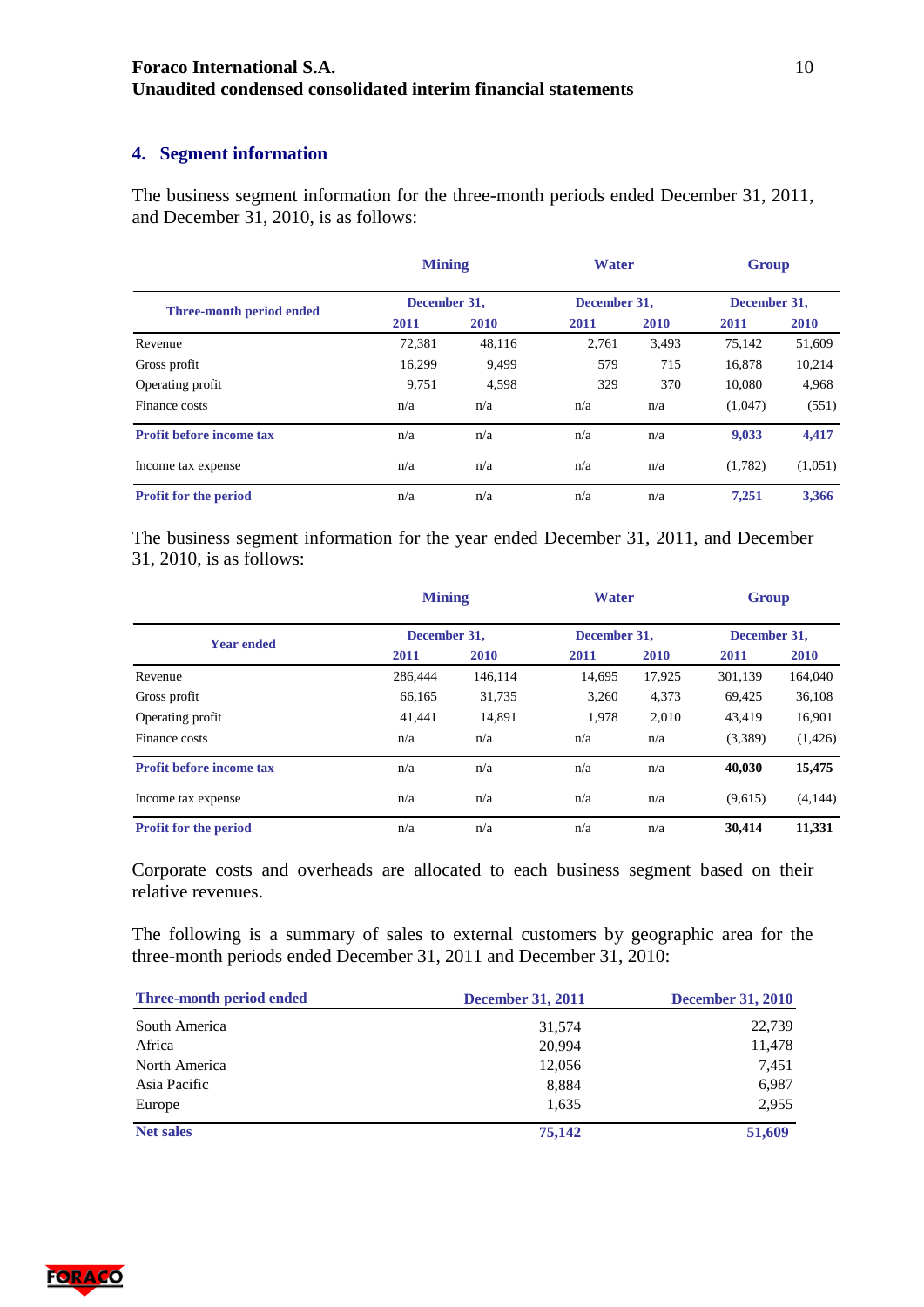## 4. Segment information

The business segment information for the three-month periods ended December 31, 2011, and December 31, 2010, is as follows:

| | Mining | | Water | | Group | |
|---|---|---|---|---|---|---|
| **Three-month period ended** | **December 31,** | | **December 31,** | | **December 31,** | |
| | **2011** | **2010** | **2011** | **2010** | **2011** | **2010** |
| Revenue | 72,381 | 48,116 | 2,761 | 3,493 | 75,142 | 51,609 |
| Gross profit | 16,299 | 9,499 | 579 | 715 | 16,878 | 10,214 |
| Operating profit | 9,751 | 4,598 | 329 | 370 | 10,080 | 4,968 |
| Finance costs | n/a | n/a | n/a | n/a | (1,047) | (551) |
| **Profit before income tax** | n/a | n/a | n/a | n/a | **9,033** | **4,417** |
| Income tax expense | n/a | n/a | n/a | n/a | (1,782) | (1,051) |
| **Profit for the period** | n/a | n/a | n/a | n/a | **7,251** | **3,366** |

The business segment information for the year ended December 31, 2011, and December 31, 2010, is as follows:

| | Mining | | Water | | Group | |
|---|---|---|---|---|---|---|
| **Year ended** | **December 31,** | | **December 31,** | | **December 31,** | |
| | **2011** | **2010** | **2011** | **2010** | **2011** | **2010** |
| Revenue | 286,444 | 146,114 | 14,695 | 17,925 | 301,139 | 164,040 |
| Gross profit | 66,165 | 31,735 | 3,260 | 4,373 | 69,425 | 36,108 |
| Operating profit | 41,441 | 14,891 | 1,978 | 2,010 | 43,419 | 16,901 |
| Finance costs | n/a | n/a | n/a | n/a | (3,389) | (1,426) |
| **Profit before income tax** | n/a | n/a | n/a | n/a | **40,030** | **15,475** |
| Income tax expense | n/a | n/a | n/a | n/a | (9,615) | (4,144) |
| **Profit for the period** | n/a | n/a | n/a | n/a | **30,414** | **11,331** |

Corporate costs and overheads are allocated to each business segment based on their relative revenues.

The following is a summary of sales to external customers by geographic area for the three-month periods ended December 31, 2011 and December 31, 2010:

| Three-month period ended | December 31, 2011 | December 31, 2010 |
|---|---|---|
| South America | 31,574 | 22,739 |
| Africa | 20,994 | 11,478 |
| North America | 12,056 | 7,451 |
| Asia Pacific | 8,884 | 6,987 |
| Europe | 1,635 | 2,955 |
| **Net sales** | **75,142** | **51,609** |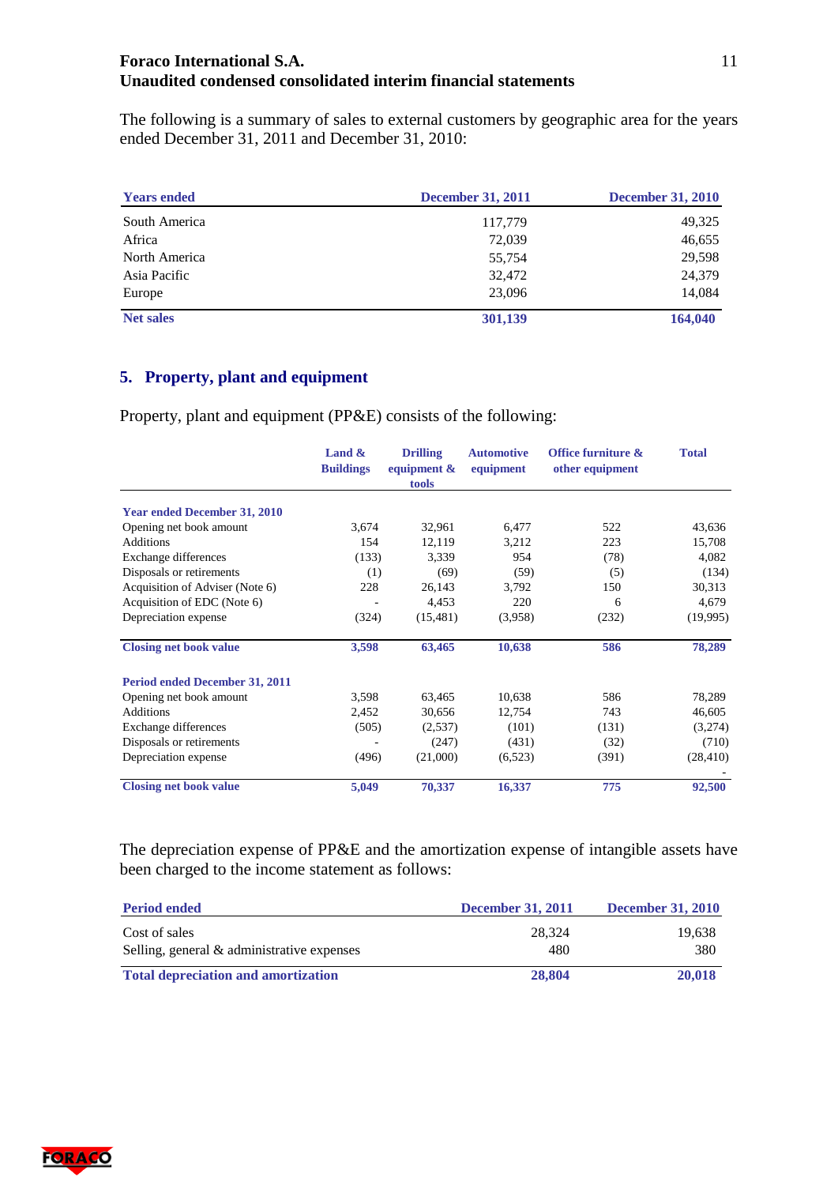The following is a summary of sales to external customers by geographic area for the years ended December 31, 2011 and December 31, 2010:

| Years ended | December 31, 2011 | December 31, 2010 |
|---|---|---|
| South America | 117,779 | 49,325 |
| Africa | 72,039 | 46,655 |
| North America | 55,754 | 29,598 |
| Asia Pacific | 32,472 | 24,379 |
| Europe | 23,096 | 14,084 |
| **Net sales** | **301,139** | **164,040** |

## 5. Property, plant and equipment

Property, plant and equipment (PP&E) consists of the following:

| | Land & Buildings | Drilling equipment & tools | Automotive equipment | Office furniture & other equipment | Total |
|---|---|---|---|---|---|
| **Year ended December 31, 2010** | | | | | |
| Opening net book amount | 3,674 | 32,961 | 6,477 | 522 | 43,636 |
| Additions | 154 | 12,119 | 3,212 | 223 | 15,708 |
| Exchange differences | (133) | 3,339 | 954 | (78) | 4,082 |
| Disposals or retirements | (1) | (69) | (59) | (5) | (134) |
| Acquisition of Adviser (Note 6) | 228 | 26,143 | 3,792 | 150 | 30,313 |
| Acquisition of EDC (Note 6) | - | 4,453 | 220 | 6 | 4,679 |
| Depreciation expense | (324) | (15,481) | (3,958) | (232) | (19,995) |
| **Closing net book value** | **3,598** | **63,465** | **10,638** | **586** | **78,289** |
| **Period ended December 31, 2011** | | | | | |
| Opening net book amount | 3,598 | 63,465 | 10,638 | 586 | 78,289 |
| Additions | 2,452 | 30,656 | 12,754 | 743 | 46,605 |
| Exchange differences | (505) | (2,537) | (101) | (131) | (3,274) |
| Disposals or retirements | - | (247) | (431) | (32) | (710) |
| Depreciation expense | (496) | (21,000) | (6,523) | (391) | (28,410) |
| | | | | | - |
| **Closing net book value** | **5,049** | **70,337** | **16,337** | **775** | **92,500** |

The depreciation expense of PP&E and the amortization expense of intangible assets have been charged to the income statement as follows:

| Period ended | December 31, 2011 | December 31, 2010 |
|---|---|---|
| Cost of sales | 28,324 | 19,638 |
| Selling, general & administrative expenses | 480 | 380 |
| **Total depreciation and amortization** | **28,804** | **20,018** |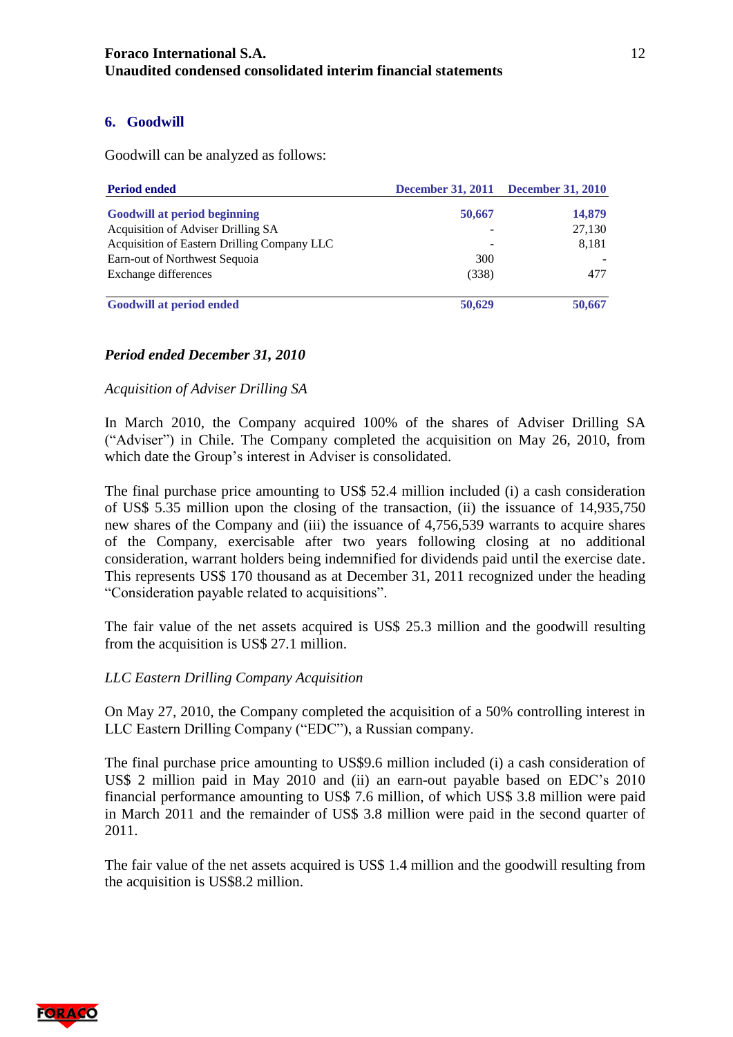## 6. Goodwill

Goodwill can be analyzed as follows:

| Period ended | December 31, 2011 | December 31, 2010 |
|---|---|---|
| **Goodwill at period beginning** | **50,667** | **14,879** |
| Acquisition of Adviser Drilling SA | - | 27,130 |
| Acquisition of Eastern Drilling Company LLC | - | 8,181 |
| Earn-out of Northwest Sequoia | 300 | - |
| Exchange differences | (338) | 477 |
| **Goodwill at period ended** | **50,629** | **50,667** |

***Period ended December 31, 2010***

*Acquisition of Adviser Drilling SA*

In March 2010, the Company acquired 100% of the shares of Adviser Drilling SA ("Adviser") in Chile. The Company completed the acquisition on May 26, 2010, from which date the Group's interest in Adviser is consolidated.

The final purchase price amounting to US$ 52.4 million included (i) a cash consideration of US$ 5.35 million upon the closing of the transaction, (ii) the issuance of 14,935,750 new shares of the Company and (iii) the issuance of 4,756,539 warrants to acquire shares of the Company, exercisable after two years following closing at no additional consideration, warrant holders being indemnified for dividends paid until the exercise date. This represents US$ 170 thousand as at December 31, 2011 recognized under the heading "Consideration payable related to acquisitions".

The fair value of the net assets acquired is US$ 25.3 million and the goodwill resulting from the acquisition is US$ 27.1 million.

*LLC Eastern Drilling Company Acquisition*

On May 27, 2010, the Company completed the acquisition of a 50% controlling interest in LLC Eastern Drilling Company ("EDC"), a Russian company.

The final purchase price amounting to US$9.6 million included (i) a cash consideration of US$ 2 million paid in May 2010 and (ii) an earn-out payable based on EDC's 2010 financial performance amounting to US$ 7.6 million, of which US$ 3.8 million were paid in March 2011 and the remainder of US$ 3.8 million were paid in the second quarter of 2011.

The fair value of the net assets acquired is US$ 1.4 million and the goodwill resulting from the acquisition is US$8.2 million.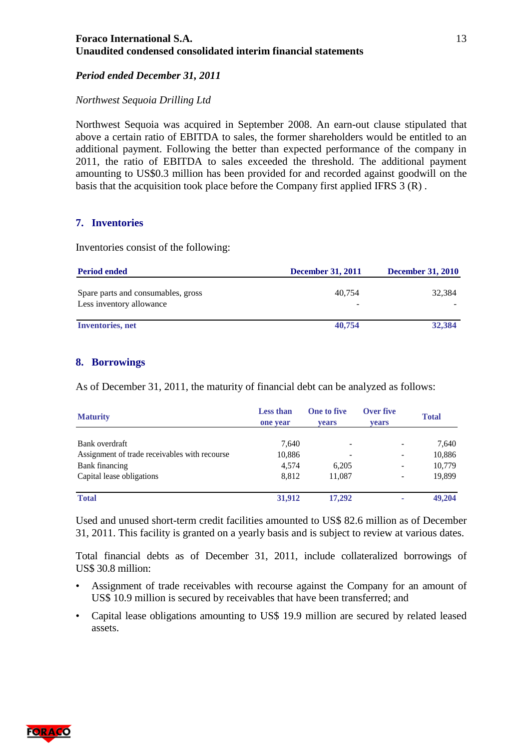*Period ended December 31, 2011*

*Northwest Sequoia Drilling Ltd*

Northwest Sequoia was acquired in September 2008. An earn-out clause stipulated that above a certain ratio of EBITDA to sales, the former shareholders would be entitled to an additional payment. Following the better than expected performance of the company in 2011, the ratio of EBITDA to sales exceeded the threshold. The additional payment amounting to US$0.3 million has been provided for and recorded against goodwill on the basis that the acquisition took place before the Company first applied IFRS 3 (R) .

## 7. Inventories

Inventories consist of the following:

| Period ended | December 31, 2011 | December 31, 2010 |
|---|---|---|
| Spare parts and consumables, gross | 40,754 | 32,384 |
| Less inventory allowance | - | - |
| **Inventories, net** | **40,754** | **32,384** |

## 8. Borrowings

As of December 31, 2011, the maturity of financial debt can be analyzed as follows:

| Maturity | Less than one year | One to five years | Over five years | Total |
|---|---|---|---|---|
| Bank overdraft | 7,640 | - | - | 7,640 |
| Assignment of trade receivables with recourse | 10,886 | - | - | 10,886 |
| Bank financing | 4,574 | 6,205 | - | 10,779 |
| Capital lease obligations | 8,812 | 11,087 | - | 19,899 |
| **Total** | **31,912** | **17,292** | **-** | **49,204** |

Used and unused short-term credit facilities amounted to US$ 82.6 million as of December 31, 2011. This facility is granted on a yearly basis and is subject to review at various dates.

Total financial debts as of December 31, 2011, include collateralized borrowings of US$ 30.8 million:

- Assignment of trade receivables with recourse against the Company for an amount of US$ 10.9 million is secured by receivables that have been transferred; and
- Capital lease obligations amounting to US$ 19.9 million are secured by related leased assets.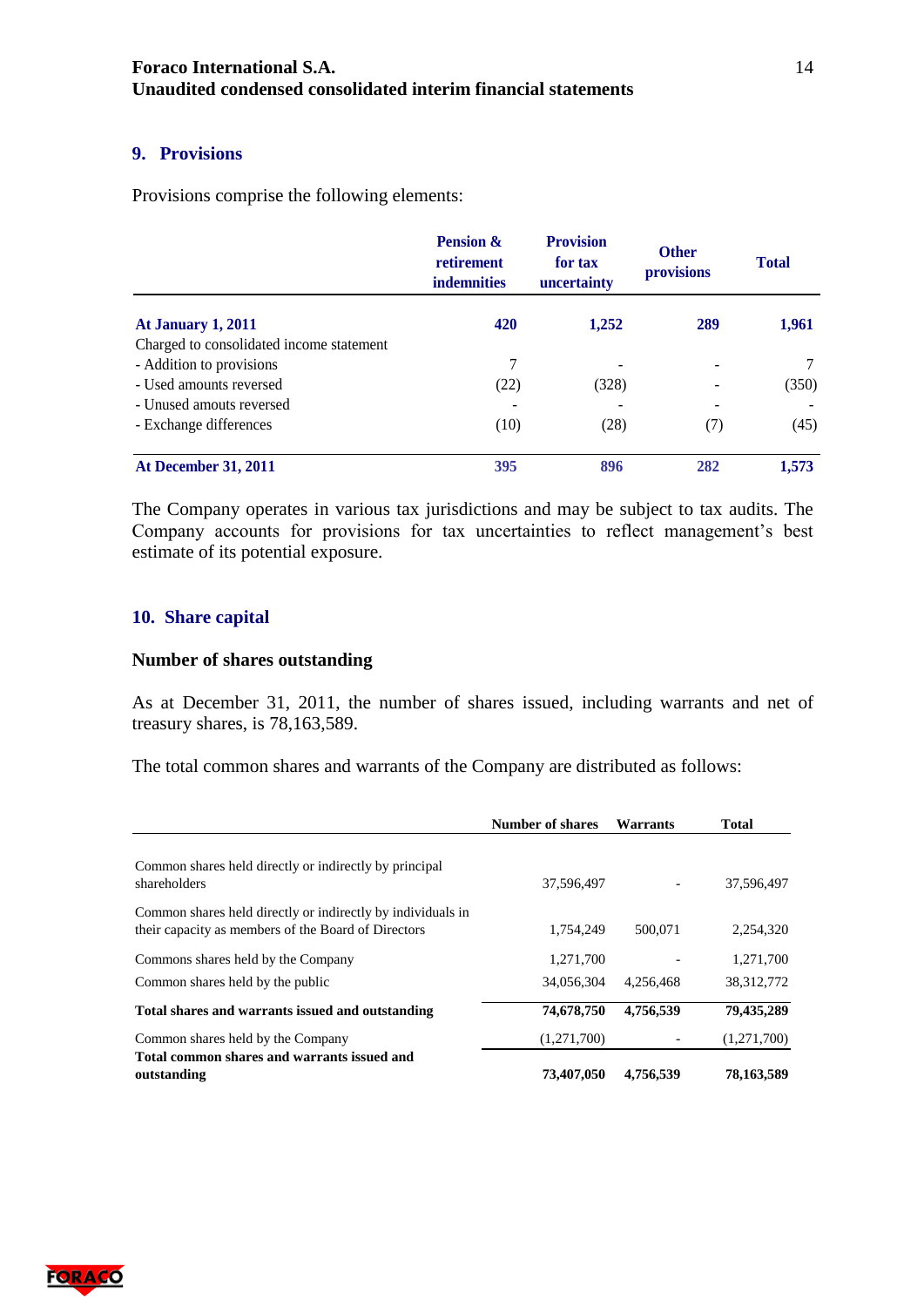## 9. Provisions

Provisions comprise the following elements:

| | Pension & retirement indemnities | Provision for tax uncertainty | Other provisions | Total |
|---|---|---|---|---|
| **At January 1, 2011** | **420** | **1,252** | **289** | **1,961** |
| Charged to consolidated income statement | | | | |
| - Addition to provisions | 7 | - | - | 7 |
| - Used amounts reversed | (22) | (328) | - | (350) |
| - Unused amouts reversed | - | - | - | - |
| - Exchange differences | (10) | (28) | (7) | (45) |
| **At December 31, 2011** | **395** | **896** | **282** | **1,573** |

The Company operates in various tax jurisdictions and may be subject to tax audits. The Company accounts for provisions for tax uncertainties to reflect management's best estimate of its potential exposure.

## 10. Share capital

### Number of shares outstanding

As at December 31, 2011, the number of shares issued, including warrants and net of treasury shares, is 78,163,589.

The total common shares and warrants of the Company are distributed as follows:

| | Number of shares | Warrants | Total |
|---|---|---|---|
| Common shares held directly or indirectly by principal shareholders | 37,596,497 | - | 37,596,497 |
| Common shares held directly or indirectly by individuals in their capacity as members of the Board of Directors | 1,754,249 | 500,071 | 2,254,320 |
| Commons shares held by the Company | 1,271,700 | - | 1,271,700 |
| Common shares held by the public | 34,056,304 | 4,256,468 | 38,312,772 |
| **Total shares and warrants issued and outstanding** | **74,678,750** | **4,756,539** | **79,435,289** |
| Common shares held by the Company | (1,271,700) | - | (1,271,700) |
| **Total common shares and warrants issued and outstanding** | **73,407,050** | **4,756,539** | **78,163,589** |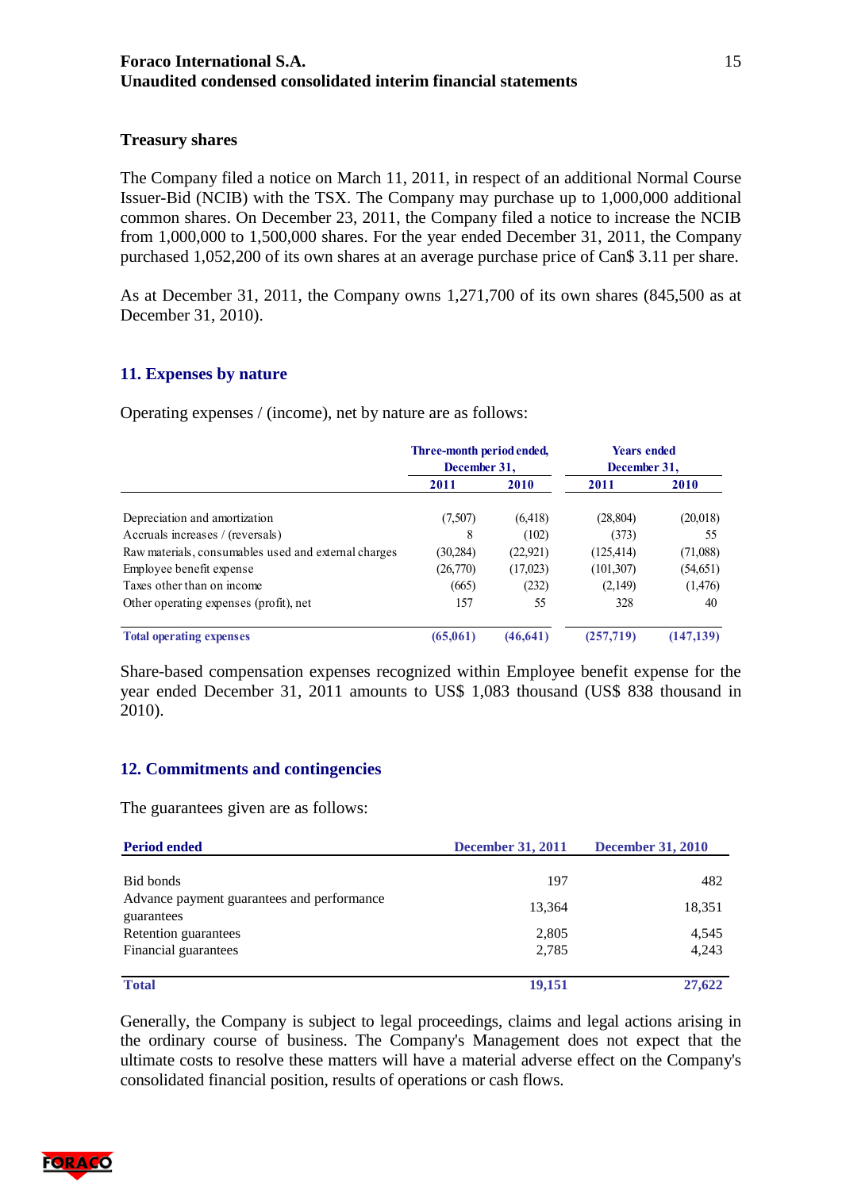### Treasury shares

The Company filed a notice on March 11, 2011, in respect of an additional Normal Course Issuer-Bid (NCIB) with the TSX. The Company may purchase up to 1,000,000 additional common shares. On December 23, 2011, the Company filed a notice to increase the NCIB from 1,000,000 to 1,500,000 shares. For the year ended December 31, 2011, the Company purchased 1,052,200 of its own shares at an average purchase price of Can$ 3.11 per share.

As at December 31, 2011, the Company owns 1,271,700 of its own shares (845,500 as at December 31, 2010).

## 11. Expenses by nature

Operating expenses / (income), net by nature are as follows:

| | Three-month period ended, December 31, | | Years ended December 31, | |
|---|---|---|---|---|
| | 2011 | 2010 | 2011 | 2010 |
| Depreciation and amortization | (7,507) | (6,418) | (28,804) | (20,018) |
| Accruals increases / (reversals) | 8 | (102) | (373) | 55 |
| Raw materials, consumables used and external charges | (30,284) | (22,921) | (125,414) | (71,088) |
| Employee benefit expense | (26,770) | (17,023) | (101,307) | (54,651) |
| Taxes other than on income | (665) | (232) | (2,149) | (1,476) |
| Other operating expenses (profit), net | 157 | 55 | 328 | 40 |
| **Total operating expenses** | **(65,061)** | **(46,641)** | **(257,719)** | **(147,139)** |

Share-based compensation expenses recognized within Employee benefit expense for the year ended December 31, 2011 amounts to US$ 1,083 thousand (US$ 838 thousand in 2010).

## 12. Commitments and contingencies

The guarantees given are as follows:

| Period ended | December 31, 2011 | December 31, 2010 |
|---|---|---|
| Bid bonds | 197 | 482 |
| Advance payment guarantees and performance guarantees | 13,364 | 18,351 |
| Retention guarantees | 2,805 | 4,545 |
| Financial guarantees | 2,785 | 4,243 |
| **Total** | **19,151** | **27,622** |

Generally, the Company is subject to legal proceedings, claims and legal actions arising in the ordinary course of business. The Company's Management does not expect that the ultimate costs to resolve these matters will have a material adverse effect on the Company's consolidated financial position, results of operations or cash flows.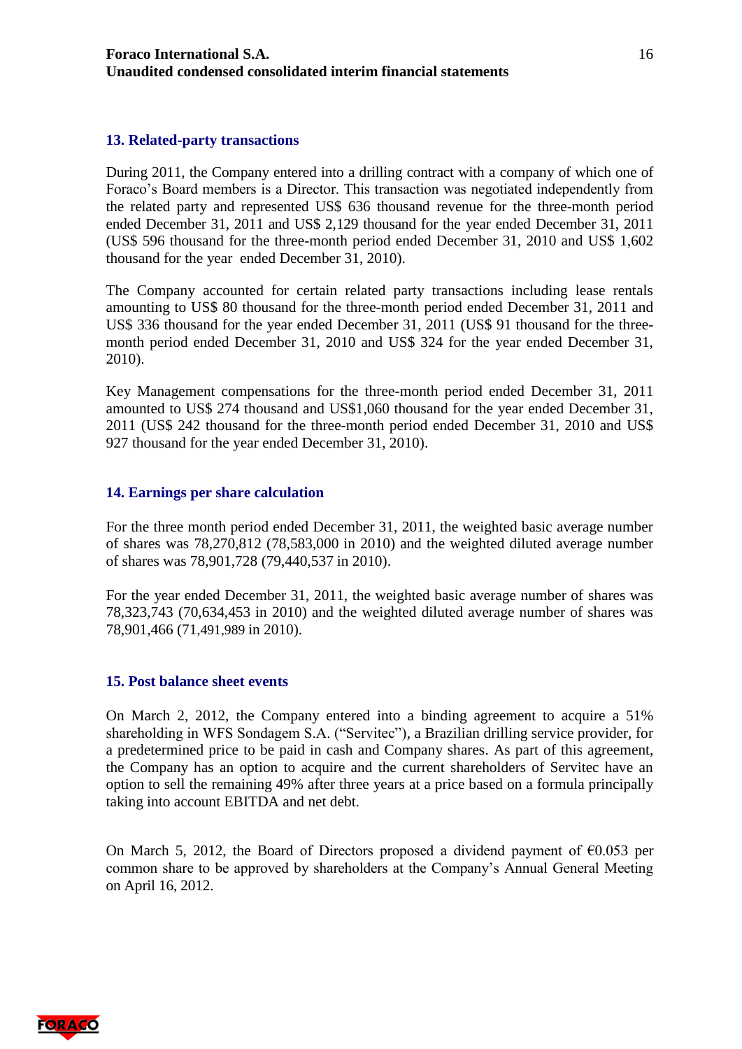## 13. Related-party transactions

During 2011, the Company entered into a drilling contract with a company of which one of Foraco's Board members is a Director. This transaction was negotiated independently from the related party and represented US$ 636 thousand revenue for the three-month period ended December 31, 2011 and US$ 2,129 thousand for the year ended December 31, 2011 (US$ 596 thousand for the three-month period ended December 31, 2010 and US$ 1,602 thousand for the year ended December 31, 2010).

The Company accounted for certain related party transactions including lease rentals amounting to US$ 80 thousand for the three-month period ended December 31, 2011 and US$ 336 thousand for the year ended December 31, 2011 (US$ 91 thousand for the three-month period ended December 31, 2010 and US$ 324 for the year ended December 31, 2010).

Key Management compensations for the three-month period ended December 31, 2011 amounted to US$ 274 thousand and US$1,060 thousand for the year ended December 31, 2011 (US$ 242 thousand for the three-month period ended December 31, 2010 and US$ 927 thousand for the year ended December 31, 2010).

## 14. Earnings per share calculation

For the three month period ended December 31, 2011, the weighted basic average number of shares was 78,270,812 (78,583,000 in 2010) and the weighted diluted average number of shares was 78,901,728 (79,440,537 in 2010).

For the year ended December 31, 2011, the weighted basic average number of shares was 78,323,743 (70,634,453 in 2010) and the weighted diluted average number of shares was 78,901,466 (71,491,989 in 2010).

## 15. Post balance sheet events

On March 2, 2012, the Company entered into a binding agreement to acquire a 51% shareholding in WFS Sondagem S.A. ("Servitec"), a Brazilian drilling service provider, for a predetermined price to be paid in cash and Company shares. As part of this agreement, the Company has an option to acquire and the current shareholders of Servitec have an option to sell the remaining 49% after three years at a price based on a formula principally taking into account EBITDA and net debt.

On March 5, 2012, the Board of Directors proposed a dividend payment of €0.053 per common share to be approved by shareholders at the Company's Annual General Meeting on April 16, 2012.